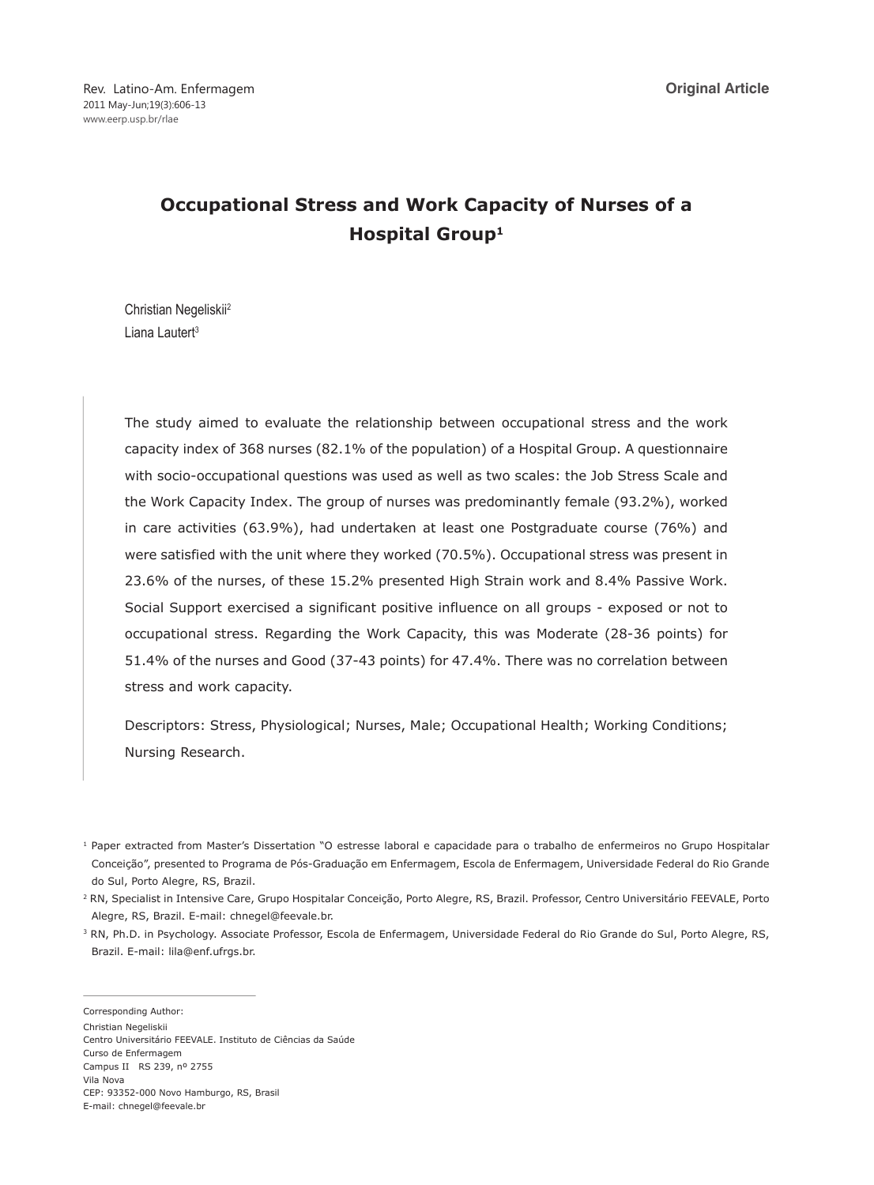Original Article

# Occupational Stress and Work Capacity of Nurses of a Hospital Group[1]

Christian Negeliskii[2]
Liana Lautert[3]

The study aimed to evaluate the relationship between occupational stress and the work capacity index of 368 nurses (82.1% of the population) of a Hospital Group. A questionnaire with socio-occupational questions was used as well as two scales: the Job Stress Scale and the Work Capacity Index. The group of nurses was predominantly female (93.2%), worked in care activities (63.9%), had undertaken at least one Postgraduate course (76%) and were satisfied with the unit where they worked (70.5%). Occupational stress was present in 23.6% of the nurses, of these 15.2% presented High Strain work and 8.4% Passive Work. Social Support exercised a significant positive influence on all groups - exposed or not to occupational stress. Regarding the Work Capacity, this was Moderate (28-36 points) for 51.4% of the nurses and Good (37-43 points) for 47.4%. There was no correlation between stress and work capacity.

Descriptors: Stress, Physiological; Nurses, Male; Occupational Health; Working Conditions; Nursing Research.

[1] Paper extracted from Master's Dissertation "O estresse laboral e capacidade para o trabalho de enfermeiros no Grupo Hospitalar Conceição", presented to Programa de Pós-Graduação em Enfermagem, Escola de Enfermagem, Universidade Federal do Rio Grande do Sul, Porto Alegre, RS, Brazil.

[2] RN, Specialist in Intensive Care, Grupo Hospitalar Conceição, Porto Alegre, RS, Brazil. Professor, Centro Universitário FEEVALE, Porto Alegre, RS, Brazil. E-mail: chnegel@feevale.br.

[3] RN, Ph.D. in Psychology. Associate Professor, Escola de Enfermagem, Universidade Federal do Rio Grande do Sul, Porto Alegre, RS, Brazil. E-mail: lila@enf.ufrgs.br.

Corresponding Author:
Christian Negeliskii
Centro Universitário FEEVALE. Instituto de Ciências da Saúde
Curso de Enfermagem
Campus II RS 239, nº 2755
Vila Nova
CEP: 93352-000 Novo Hamburgo, RS, Brasil
E-mail: chnegel@feevale.br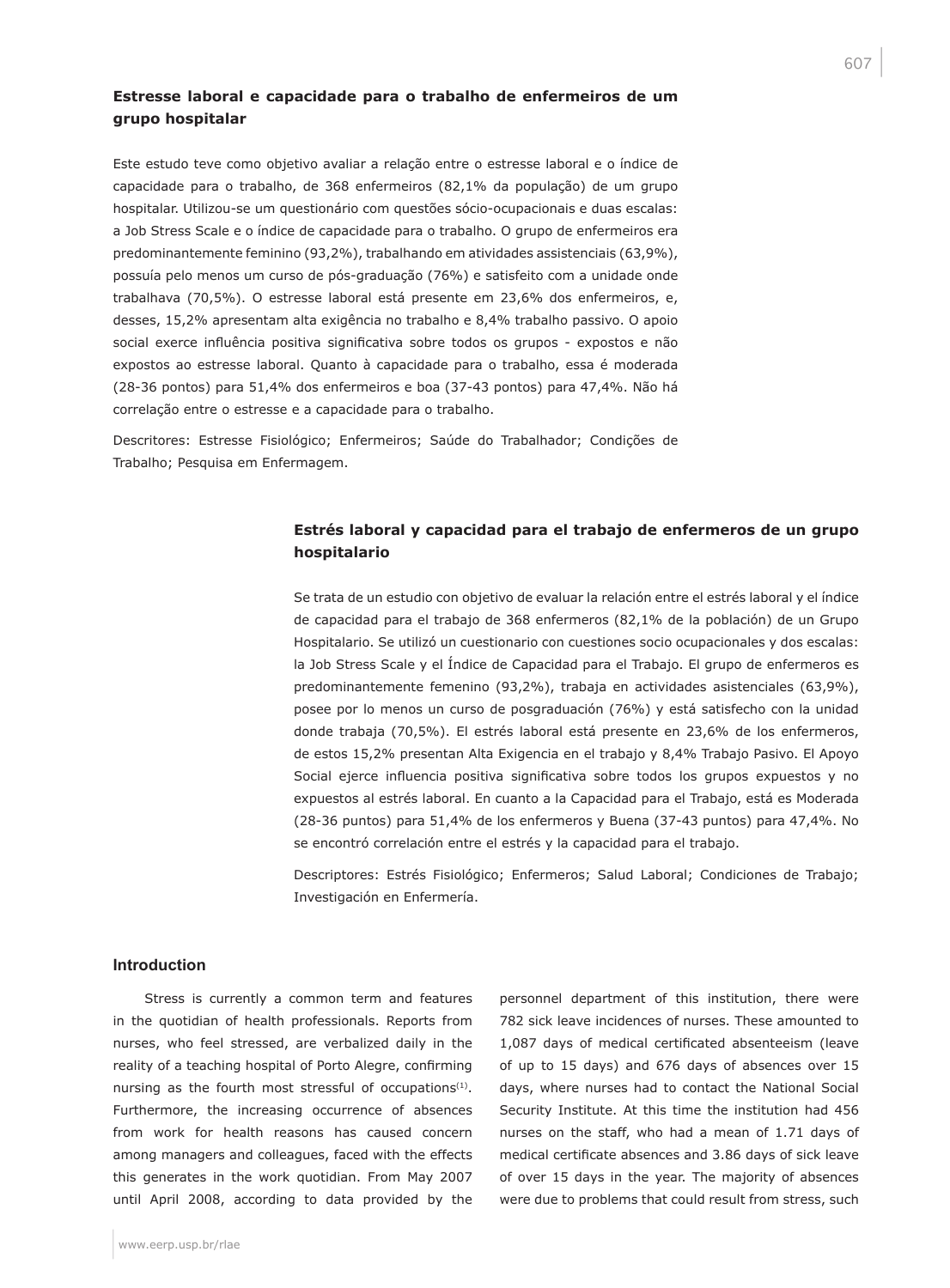### Estresse laboral e capacidade para o trabalho de enfermeiros de um grupo hospitalar

Este estudo teve como objetivo avaliar a relação entre o estresse laboral e o índice de capacidade para o trabalho, de 368 enfermeiros (82,1% da população) de um grupo hospitalar. Utilizou-se um questionário com questões sócio-ocupacionais e duas escalas: a Job Stress Scale e o índice de capacidade para o trabalho. O grupo de enfermeiros era predominantemente feminino (93,2%), trabalhando em atividades assistenciais (63,9%), possuía pelo menos um curso de pós-graduação (76%) e satisfeito com a unidade onde trabalhava (70,5%). O estresse laboral está presente em 23,6% dos enfermeiros, e, desses, 15,2% apresentam alta exigência no trabalho e 8,4% trabalho passivo. O apoio social exerce influência positiva significativa sobre todos os grupos - expostos e não expostos ao estresse laboral. Quanto à capacidade para o trabalho, essa é moderada (28-36 pontos) para 51,4% dos enfermeiros e boa (37-43 pontos) para 47,4%. Não há correlação entre o estresse e a capacidade para o trabalho.

Descritores: Estresse Fisiológico; Enfermeiros; Saúde do Trabalhador; Condições de Trabalho; Pesquisa em Enfermagem.

### Estrés laboral y capacidad para el trabajo de enfermeros de un grupo hospitalario

Se trata de un estudio con objetivo de evaluar la relación entre el estrés laboral y el índice de capacidad para el trabajo de 368 enfermeros (82,1% de la población) de un Grupo Hospitalario. Se utilizó un cuestionario con cuestiones socio ocupacionales y dos escalas: la Job Stress Scale y el Índice de Capacidad para el Trabajo. El grupo de enfermeros es predominantemente femenino (93,2%), trabaja en actividades asistenciales (63,9%), posee por lo menos un curso de posgraduación (76%) y está satisfecho con la unidad donde trabaja (70,5%). El estrés laboral está presente en 23,6% de los enfermeros, de estos 15,2% presentan Alta Exigencia en el trabajo y 8,4% Trabajo Pasivo. El Apoyo Social ejerce influencia positiva significativa sobre todos los grupos expuestos y no expuestos al estrés laboral. En cuanto a la Capacidad para el Trabajo, está es Moderada (28-36 puntos) para 51,4% de los enfermeros y Buena (37-43 puntos) para 47,4%. No se encontró correlación entre el estrés y la capacidad para el trabajo.

Descriptores: Estrés Fisiológico; Enfermeros; Salud Laboral; Condiciones de Trabajo; Investigación en Enfermería.

## Introduction

Stress is currently a common term and features in the quotidian of health professionals. Reports from nurses, who feel stressed, are verbalized daily in the reality of a teaching hospital of Porto Alegre, confirming nursing as the fourth most stressful of occupations[1]. Furthermore, the increasing occurrence of absences from work for health reasons has caused concern among managers and colleagues, faced with the effects this generates in the work quotidian. From May 2007 until April 2008, according to data provided by the personnel department of this institution, there were 782 sick leave incidences of nurses. These amounted to 1,087 days of medical certificated absenteeism (leave of up to 15 days) and 676 days of absences over 15 days, where nurses had to contact the National Social Security Institute. At this time the institution had 456 nurses on the staff, who had a mean of 1.71 days of medical certificate absences and 3.86 days of sick leave of over 15 days in the year. The majority of absences were due to problems that could result from stress, such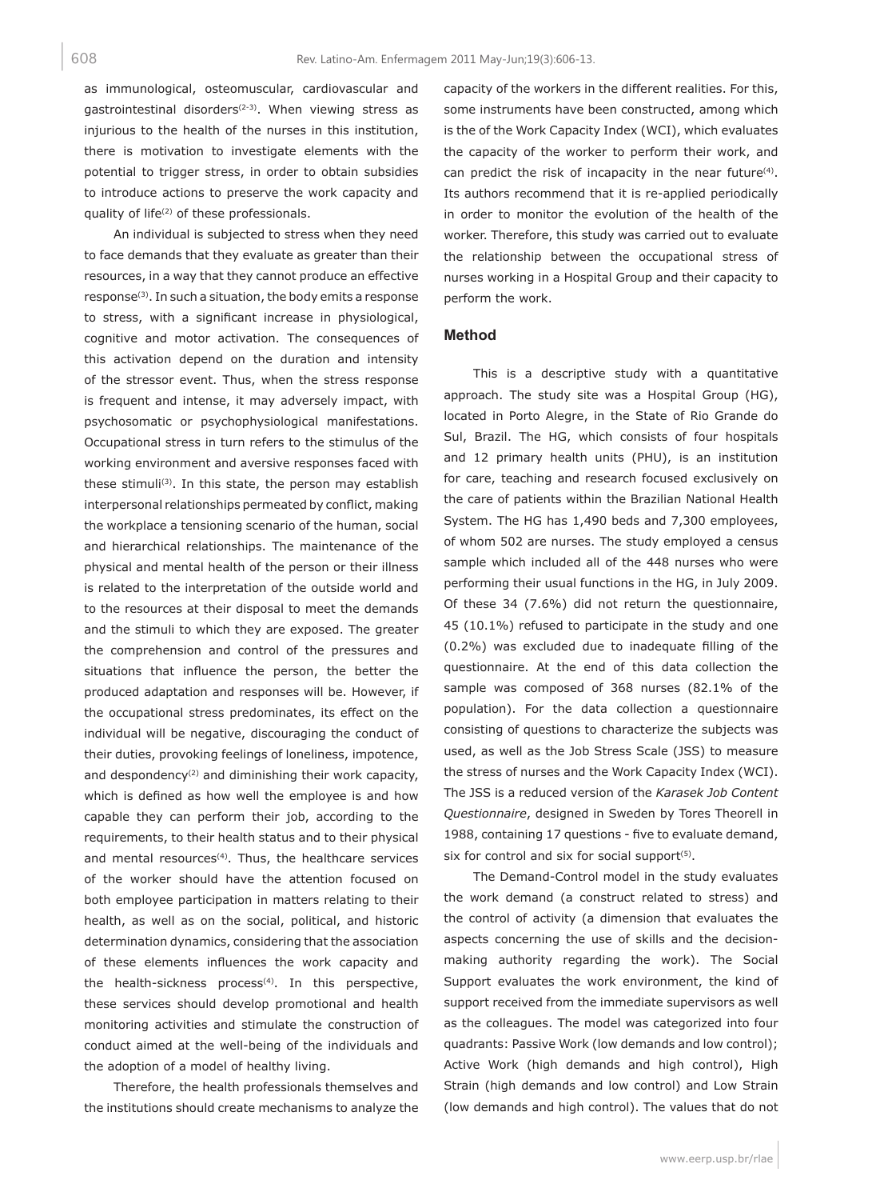as immunological, osteomuscular, cardiovascular and gastrointestinal disorders[2-3]. When viewing stress as injurious to the health of the nurses in this institution, there is motivation to investigate elements with the potential to trigger stress, in order to obtain subsidies to introduce actions to preserve the work capacity and quality of life[2] of these professionals.

An individual is subjected to stress when they need to face demands that they evaluate as greater than their resources, in a way that they cannot produce an effective response[3]. In such a situation, the body emits a response to stress, with a significant increase in physiological, cognitive and motor activation. The consequences of this activation depend on the duration and intensity of the stressor event. Thus, when the stress response is frequent and intense, it may adversely impact, with psychosomatic or psychophysiological manifestations. Occupational stress in turn refers to the stimulus of the working environment and aversive responses faced with these stimuli[3]. In this state, the person may establish interpersonal relationships permeated by conflict, making the workplace a tensioning scenario of the human, social and hierarchical relationships. The maintenance of the physical and mental health of the person or their illness is related to the interpretation of the outside world and to the resources at their disposal to meet the demands and the stimuli to which they are exposed. The greater the comprehension and control of the pressures and situations that influence the person, the better the produced adaptation and responses will be. However, if the occupational stress predominates, its effect on the individual will be negative, discouraging the conduct of their duties, provoking feelings of loneliness, impotence, and despondency[2] and diminishing their work capacity, which is defined as how well the employee is and how capable they can perform their job, according to the requirements, to their health status and to their physical and mental resources[4]. Thus, the healthcare services of the worker should have the attention focused on both employee participation in matters relating to their health, as well as on the social, political, and historic determination dynamics, considering that the association of these elements influences the work capacity and the health-sickness process[4]. In this perspective, these services should develop promotional and health monitoring activities and stimulate the construction of conduct aimed at the well-being of the individuals and the adoption of a model of healthy living.

Therefore, the health professionals themselves and the institutions should create mechanisms to analyze the capacity of the workers in the different realities. For this, some instruments have been constructed, among which is the of the Work Capacity Index (WCI), which evaluates the capacity of the worker to perform their work, and can predict the risk of incapacity in the near future[4]. Its authors recommend that it is re-applied periodically in order to monitor the evolution of the health of the worker. Therefore, this study was carried out to evaluate the relationship between the occupational stress of nurses working in a Hospital Group and their capacity to perform the work.

## Method

This is a descriptive study with a quantitative approach. The study site was a Hospital Group (HG), located in Porto Alegre, in the State of Rio Grande do Sul, Brazil. The HG, which consists of four hospitals and 12 primary health units (PHU), is an institution for care, teaching and research focused exclusively on the care of patients within the Brazilian National Health System. The HG has 1,490 beds and 7,300 employees, of whom 502 are nurses. The study employed a census sample which included all of the 448 nurses who were performing their usual functions in the HG, in July 2009. Of these 34 (7.6%) did not return the questionnaire, 45 (10.1%) refused to participate in the study and one (0.2%) was excluded due to inadequate filling of the questionnaire. At the end of this data collection the sample was composed of 368 nurses (82.1% of the population). For the data collection a questionnaire consisting of questions to characterize the subjects was used, as well as the Job Stress Scale (JSS) to measure the stress of nurses and the Work Capacity Index (WCI). The JSS is a reduced version of the *Karasek Job Content Questionnaire*, designed in Sweden by Tores Theorell in 1988, containing 17 questions - five to evaluate demand, six for control and six for social support[5].

The Demand-Control model in the study evaluates the work demand (a construct related to stress) and the control of activity (a dimension that evaluates the aspects concerning the use of skills and the decision-making authority regarding the work). The Social Support evaluates the work environment, the kind of support received from the immediate supervisors as well as the colleagues. The model was categorized into four quadrants: Passive Work (low demands and low control); Active Work (high demands and high control), High Strain (high demands and low control) and Low Strain (low demands and high control). The values that do not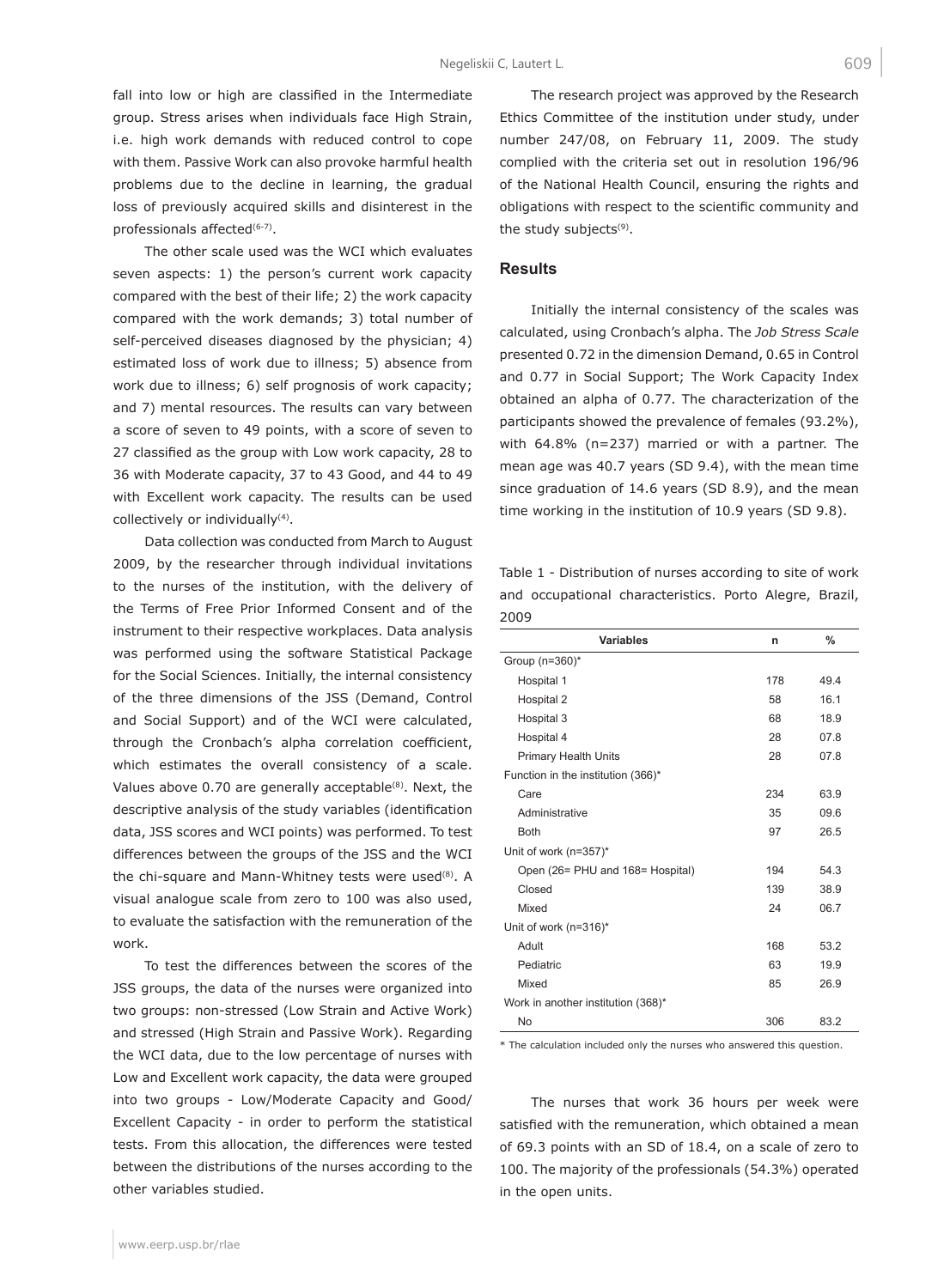fall into low or high are classified in the Intermediate group. Stress arises when individuals face High Strain, i.e. high work demands with reduced control to cope with them. Passive Work can also provoke harmful health problems due to the decline in learning, the gradual loss of previously acquired skills and disinterest in the professionals affected[6-7].

The other scale used was the WCI which evaluates seven aspects: 1) the person's current work capacity compared with the best of their life; 2) the work capacity compared with the work demands; 3) total number of self-perceived diseases diagnosed by the physician; 4) estimated loss of work due to illness; 5) absence from work due to illness; 6) self prognosis of work capacity; and 7) mental resources. The results can vary between a score of seven to 49 points, with a score of seven to 27 classified as the group with Low work capacity, 28 to 36 with Moderate capacity, 37 to 43 Good, and 44 to 49 with Excellent work capacity. The results can be used collectively or individually[4].

Data collection was conducted from March to August 2009, by the researcher through individual invitations to the nurses of the institution, with the delivery of the Terms of Free Prior Informed Consent and of the instrument to their respective workplaces. Data analysis was performed using the software Statistical Package for the Social Sciences. Initially, the internal consistency of the three dimensions of the JSS (Demand, Control and Social Support) and of the WCI were calculated, through the Cronbach's alpha correlation coefficient, which estimates the overall consistency of a scale. Values above 0.70 are generally acceptable[8]. Next, the descriptive analysis of the study variables (identification data, JSS scores and WCI points) was performed. To test differences between the groups of the JSS and the WCI the chi-square and Mann-Whitney tests were used[8]. A visual analogue scale from zero to 100 was also used, to evaluate the satisfaction with the remuneration of the work.

To test the differences between the scores of the JSS groups, the data of the nurses were organized into two groups: non-stressed (Low Strain and Active Work) and stressed (High Strain and Passive Work). Regarding the WCI data, due to the low percentage of nurses with Low and Excellent work capacity, the data were grouped into two groups - Low/Moderate Capacity and Good/Excellent Capacity - in order to perform the statistical tests. From this allocation, the differences were tested between the distributions of the nurses according to the other variables studied.

The research project was approved by the Research Ethics Committee of the institution under study, under number 247/08, on February 11, 2009. The study complied with the criteria set out in resolution 196/96 of the National Health Council, ensuring the rights and obligations with respect to the scientific community and the study subjects[9].

## Results

Initially the internal consistency of the scales was calculated, using Cronbach's alpha. The *Job Stress Scale* presented 0.72 in the dimension Demand, 0.65 in Control and 0.77 in Social Support; The Work Capacity Index obtained an alpha of 0.77. The characterization of the participants showed the prevalence of females (93.2%), with 64.8% (n=237) married or with a partner. The mean age was 40.7 years (SD 9.4), with the mean time since graduation of 14.6 years (SD 8.9), and the mean time working in the institution of 10.9 years (SD 9.8).

Table 1 - Distribution of nurses according to site of work and occupational characteristics. Porto Alegre, Brazil, 2009

| Variables | n | % |
|---|---|---|
| Group (n=360)* | | |
| Hospital 1 | 178 | 49.4 |
| Hospital 2 | 58 | 16.1 |
| Hospital 3 | 68 | 18.9 |
| Hospital 4 | 28 | 07.8 |
| Primary Health Units | 28 | 07.8 |
| Function in the institution (366)* | | |
| Care | 234 | 63.9 |
| Administrative | 35 | 09.6 |
| Both | 97 | 26.5 |
| Unit of work (n=357)* | | |
| Open (26= PHU and 168= Hospital) | 194 | 54.3 |
| Closed | 139 | 38.9 |
| Mixed | 24 | 06.7 |
| Unit of work (n=316)* | | |
| Adult | 168 | 53.2 |
| Pediatric | 63 | 19.9 |
| Mixed | 85 | 26.9 |
| Work in another institution (368)* | | |
| No | 306 | 83.2 |

\* The calculation included only the nurses who answered this question.

The nurses that work 36 hours per week were satisfied with the remuneration, which obtained a mean of 69.3 points with an SD of 18.4, on a scale of zero to 100. The majority of the professionals (54.3%) operated in the open units.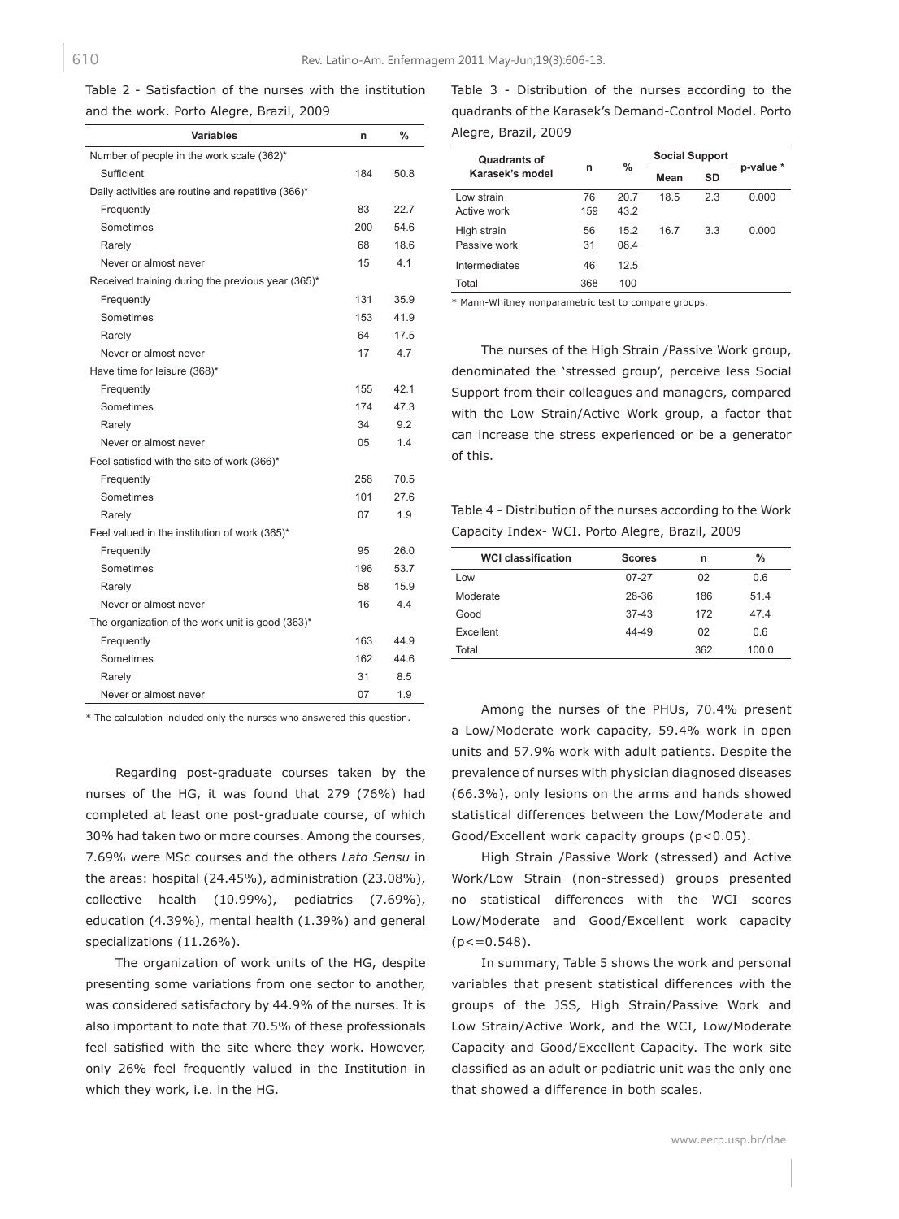Table 2 - Satisfaction of the nurses with the institution and the work. Porto Alegre, Brazil, 2009

| Variables | n | % |
|---|---|---|
| Number of people in the work scale (362)* | | |
| Sufficient | 184 | 50.8 |
| Daily activities are routine and repetitive (366)* | | |
| Frequently | 83 | 22.7 |
| Sometimes | 200 | 54.6 |
| Rarely | 68 | 18.6 |
| Never or almost never | 15 | 4.1 |
| Received training during the previous year (365)* | | |
| Frequently | 131 | 35.9 |
| Sometimes | 153 | 41.9 |
| Rarely | 64 | 17.5 |
| Never or almost never | 17 | 4.7 |
| Have time for leisure (368)* | | |
| Frequently | 155 | 42.1 |
| Sometimes | 174 | 47.3 |
| Rarely | 34 | 9.2 |
| Never or almost never | 05 | 1.4 |
| Feel satisfied with the site of work (366)* | | |
| Frequently | 258 | 70.5 |
| Sometimes | 101 | 27.6 |
| Rarely | 07 | 1.9 |
| Feel valued in the institution of work (365)* | | |
| Frequently | 95 | 26.0 |
| Sometimes | 196 | 53.7 |
| Rarely | 58 | 15.9 |
| Never or almost never | 16 | 4.4 |
| The organization of the work unit is good (363)* | | |
| Frequently | 163 | 44.9 |
| Sometimes | 162 | 44.6 |
| Rarely | 31 | 8.5 |
| Never or almost never | 07 | 1.9 |

\* The calculation included only the nurses who answered this question.

Regarding post-graduate courses taken by the nurses of the HG, it was found that 279 (76%) had completed at least one post-graduate course, of which 30% had taken two or more courses. Among the courses, 7.69% were MSc courses and the others *Lato Sensu* in the areas: hospital (24.45%), administration (23.08%), collective health (10.99%), pediatrics (7.69%), education (4.39%), mental health (1.39%) and general specializations (11.26%).

The organization of work units of the HG, despite presenting some variations from one sector to another, was considered satisfactory by 44.9% of the nurses. It is also important to note that 70.5% of these professionals feel satisfied with the site where they work. However, only 26% feel frequently valued in the Institution in which they work, i.e. in the HG.

Table 3 - Distribution of the nurses according to the quadrants of the Karasek's Demand-Control Model. Porto Alegre, Brazil, 2009

| Quadrants of Karasek's model | n | % | Social Support | | p-value * |
|---|---|---|---|---|---|
| | | | Mean | SD | |
| Low strain | 76 | 20.7 | 18.5 | 2.3 | 0.000 |
| Active work | 159 | 43.2 | | | |
| High strain | 56 | 15.2 | 16.7 | 3.3 | 0.000 |
| Passive work | 31 | 08.4 | | | |
| Intermediates | 46 | 12.5 | | | |
| Total | 368 | 100 | | | |

\* Mann-Whitney nonparametric test to compare groups.

The nurses of the High Strain /Passive Work group, denominated the 'stressed group', perceive less Social Support from their colleagues and managers, compared with the Low Strain/Active Work group, a factor that can increase the stress experienced or be a generator of this.

Table 4 - Distribution of the nurses according to the Work Capacity Index- WCI. Porto Alegre, Brazil, 2009

| WCI classification | Scores | n | % |
|---|---|---|---|
| Low | 07-27 | 02 | 0.6 |
| Moderate | 28-36 | 186 | 51.4 |
| Good | 37-43 | 172 | 47.4 |
| Excellent | 44-49 | 02 | 0.6 |
| Total | | 362 | 100.0 |

Among the nurses of the PHUs, 70.4% present a Low/Moderate work capacity, 59.4% work in open units and 57.9% work with adult patients. Despite the prevalence of nurses with physician diagnosed diseases (66.3%), only lesions on the arms and hands showed statistical differences between the Low/Moderate and Good/Excellent work capacity groups ($p<0.05$).

High Strain /Passive Work (stressed) and Active Work/Low Strain (non-stressed) groups presented no statistical differences with the WCI scores Low/Moderate and Good/Excellent work capacity ($p<=0.548$).

In summary, Table 5 shows the work and personal variables that present statistical differences with the groups of the JSS, High Strain/Passive Work and Low Strain/Active Work, and the WCI, Low/Moderate Capacity and Good/Excellent Capacity. The work site classified as an adult or pediatric unit was the only one that showed a difference in both scales.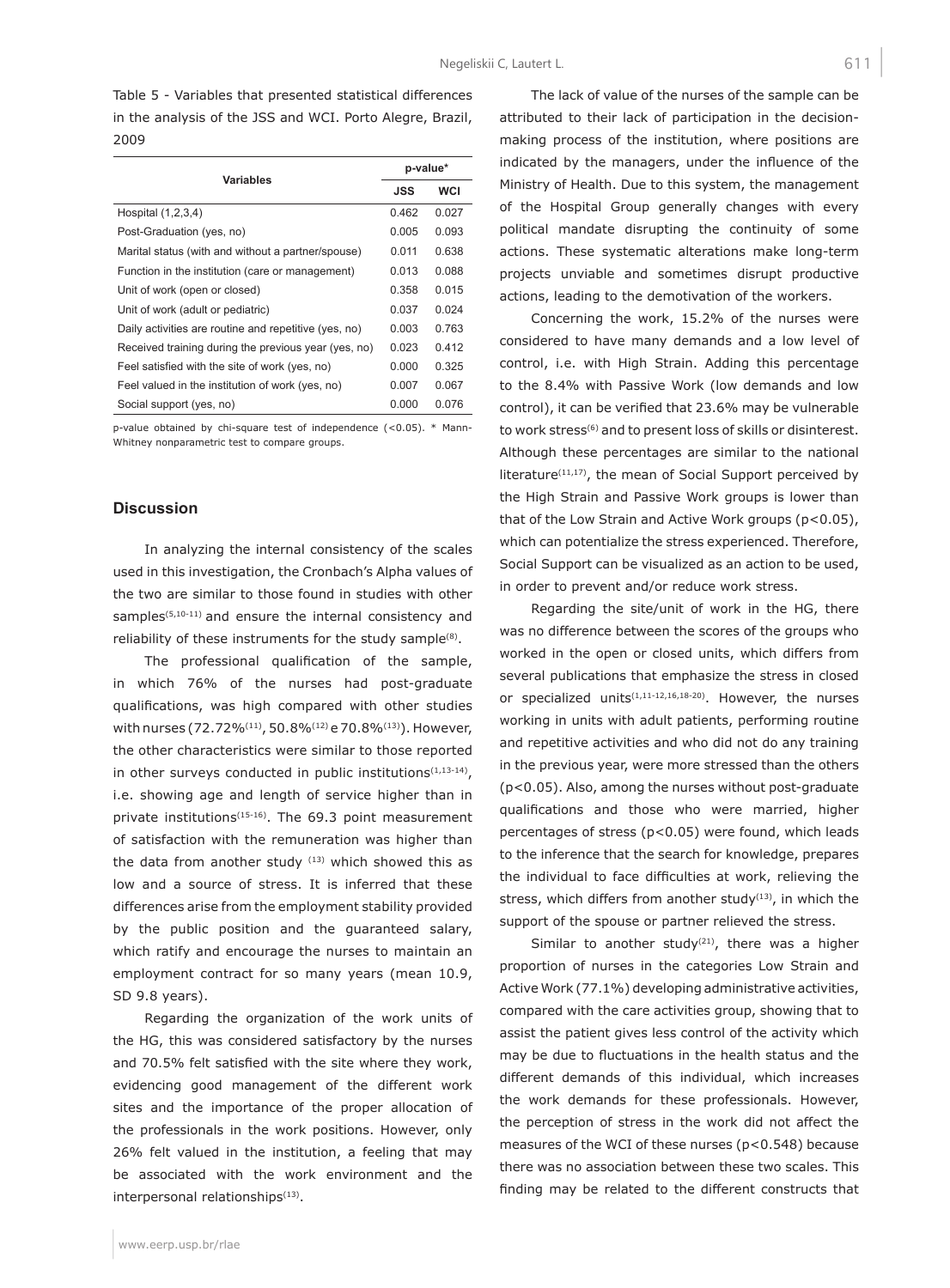Table 5 - Variables that presented statistical differences in the analysis of the JSS and WCI. Porto Alegre, Brazil, 2009

| Variables | p-value* | |
|---|---|---|
| | JSS | WCI |
| Hospital (1,2,3,4) | 0.462 | 0.027 |
| Post-Graduation (yes, no) | 0.005 | 0.093 |
| Marital status (with and without a partner/spouse) | 0.011 | 0.638 |
| Function in the institution (care or management) | 0.013 | 0.088 |
| Unit of work (open or closed) | 0.358 | 0.015 |
| Unit of work (adult or pediatric) | 0.037 | 0.024 |
| Daily activities are routine and repetitive (yes, no) | 0.003 | 0.763 |
| Received training during the previous year (yes, no) | 0.023 | 0.412 |
| Feel satisfied with the site of work (yes, no) | 0.000 | 0.325 |
| Feel valued in the institution of work (yes, no) | 0.007 | 0.067 |
| Social support (yes, no) | 0.000 | 0.076 |

p-value obtained by chi-square test of independence (<0.05). * Mann-Whitney nonparametric test to compare groups.

## Discussion

In analyzing the internal consistency of the scales used in this investigation, the Cronbach's Alpha values of the two are similar to those found in studies with other samples[5,10-11] and ensure the internal consistency and reliability of these instruments for the study sample[8].

The professional qualification of the sample, in which 76% of the nurses had post-graduate qualifications, was high compared with other studies with nurses (72.72%[11], 50.8%[12] e 70.8%[13]). However, the other characteristics were similar to those reported in other surveys conducted in public institutions[1,13-14], i.e. showing age and length of service higher than in private institutions[15-16]. The 69.3 point measurement of satisfaction with the remuneration was higher than the data from another study [13] which showed this as low and a source of stress. It is inferred that these differences arise from the employment stability provided by the public position and the guaranteed salary, which ratify and encourage the nurses to maintain an employment contract for so many years (mean 10.9, SD 9.8 years).

Regarding the organization of the work units of the HG, this was considered satisfactory by the nurses and 70.5% felt satisfied with the site where they work, evidencing good management of the different work sites and the importance of the proper allocation of the professionals in the work positions. However, only 26% felt valued in the institution, a feeling that may be associated with the work environment and the interpersonal relationships[13].

The lack of value of the nurses of the sample can be attributed to their lack of participation in the decision-making process of the institution, where positions are indicated by the managers, under the influence of the Ministry of Health. Due to this system, the management of the Hospital Group generally changes with every political mandate disrupting the continuity of some actions. These systematic alterations make long-term projects unviable and sometimes disrupt productive actions, leading to the demotivation of the workers.

Concerning the work, 15.2% of the nurses were considered to have many demands and a low level of control, i.e. with High Strain. Adding this percentage to the 8.4% with Passive Work (low demands and low control), it can be verified that 23.6% may be vulnerable to work stress[6] and to present loss of skills or disinterest. Although these percentages are similar to the national literature[11,17], the mean of Social Support perceived by the High Strain and Passive Work groups is lower than that of the Low Strain and Active Work groups ($p<0.05$), which can potentialize the stress experienced. Therefore, Social Support can be visualized as an action to be used, in order to prevent and/or reduce work stress.

Regarding the site/unit of work in the HG, there was no difference between the scores of the groups who worked in the open or closed units, which differs from several publications that emphasize the stress in closed or specialized units[1,11-12,16,18-20]. However, the nurses working in units with adult patients, performing routine and repetitive activities and who did not do any training in the previous year, were more stressed than the others ($p<0.05$). Also, among the nurses without post-graduate qualifications and those who were married, higher percentages of stress ($p<0.05$) were found, which leads to the inference that the search for knowledge, prepares the individual to face difficulties at work, relieving the stress, which differs from another study[13], in which the support of the spouse or partner relieved the stress.

Similar to another study[21], there was a higher proportion of nurses in the categories Low Strain and Active Work (77.1%) developing administrative activities, compared with the care activities group, showing that to assist the patient gives less control of the activity which may be due to fluctuations in the health status and the different demands of this individual, which increases the work demands for these professionals. However, the perception of stress in the work did not affect the measures of the WCI of these nurses ($p<0.548$) because there was no association between these two scales. This finding may be related to the different constructs that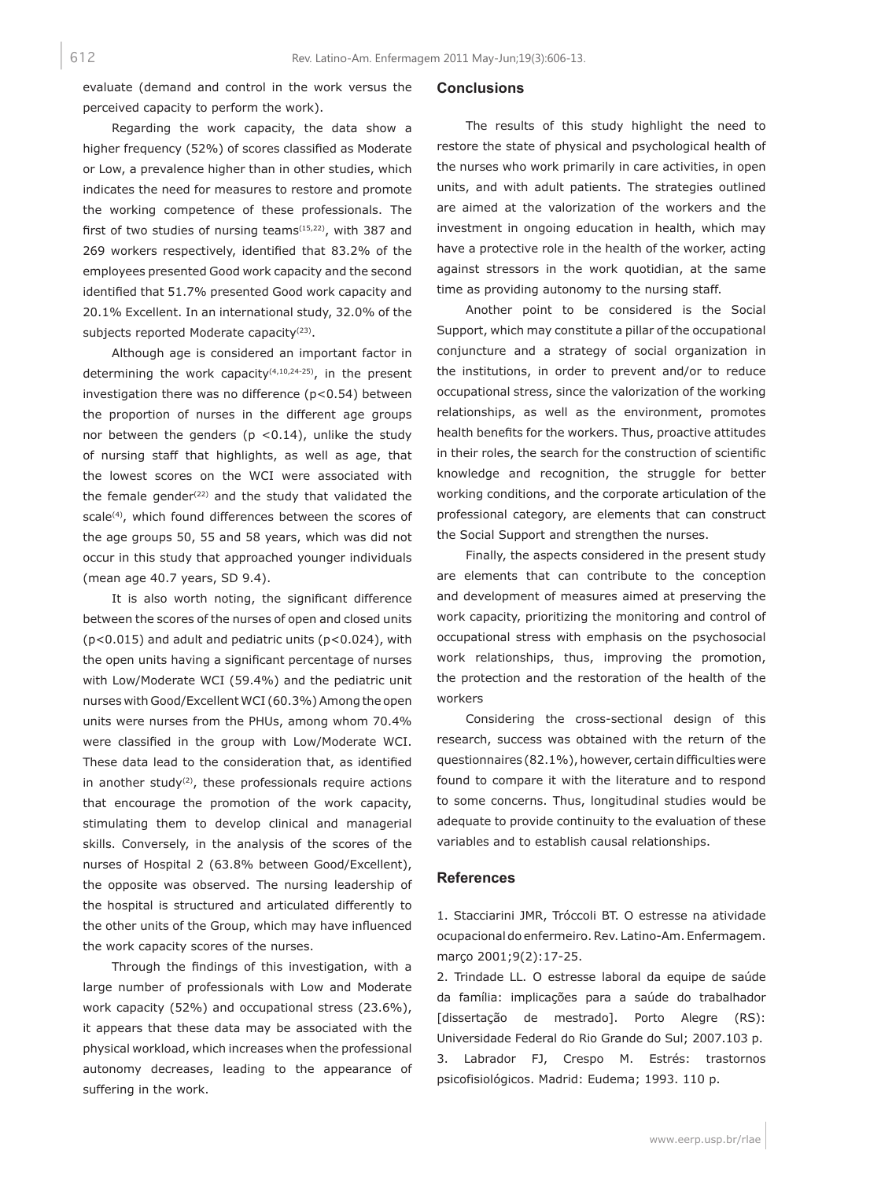evaluate (demand and control in the work versus the perceived capacity to perform the work).

Regarding the work capacity, the data show a higher frequency (52%) of scores classified as Moderate or Low, a prevalence higher than in other studies, which indicates the need for measures to restore and promote the working competence of these professionals. The first of two studies of nursing teams[15,22], with 387 and 269 workers respectively, identified that 83.2% of the employees presented Good work capacity and the second identified that 51.7% presented Good work capacity and 20.1% Excellent. In an international study, 32.0% of the subjects reported Moderate capacity[23].

Although age is considered an important factor in determining the work capacity[4,10,24-25], in the present investigation there was no difference ($p<0.54$) between the proportion of nurses in the different age groups nor between the genders ($p <0.14$), unlike the study of nursing staff that highlights, as well as age, that the lowest scores on the WCI were associated with the female gender[22] and the study that validated the scale[4], which found differences between the scores of the age groups 50, 55 and 58 years, which was did not occur in this study that approached younger individuals (mean age 40.7 years, SD 9.4).

It is also worth noting, the significant difference between the scores of the nurses of open and closed units ($p<0.015$) and adult and pediatric units ($p<0.024$), with the open units having a significant percentage of nurses with Low/Moderate WCI (59.4%) and the pediatric unit nurses with Good/Excellent WCI (60.3%) Among the open units were nurses from the PHUs, among whom 70.4% were classified in the group with Low/Moderate WCI. These data lead to the consideration that, as identified in another study[2], these professionals require actions that encourage the promotion of the work capacity, stimulating them to develop clinical and managerial skills. Conversely, in the analysis of the scores of the nurses of Hospital 2 (63.8% between Good/Excellent), the opposite was observed. The nursing leadership of the hospital is structured and articulated differently to the other units of the Group, which may have influenced the work capacity scores of the nurses.

Through the findings of this investigation, with a large number of professionals with Low and Moderate work capacity (52%) and occupational stress (23.6%), it appears that these data may be associated with the physical workload, which increases when the professional autonomy decreases, leading to the appearance of suffering in the work.

## Conclusions

The results of this study highlight the need to restore the state of physical and psychological health of the nurses who work primarily in care activities, in open units, and with adult patients. The strategies outlined are aimed at the valorization of the workers and the investment in ongoing education in health, which may have a protective role in the health of the worker, acting against stressors in the work quotidian, at the same time as providing autonomy to the nursing staff.

Another point to be considered is the Social Support, which may constitute a pillar of the occupational conjuncture and a strategy of social organization in the institutions, in order to prevent and/or to reduce occupational stress, since the valorization of the working relationships, as well as the environment, promotes health benefits for the workers. Thus, proactive attitudes in their roles, the search for the construction of scientific knowledge and recognition, the struggle for better working conditions, and the corporate articulation of the professional category, are elements that can construct the Social Support and strengthen the nurses.

Finally, the aspects considered in the present study are elements that can contribute to the conception and development of measures aimed at preserving the work capacity, prioritizing the monitoring and control of occupational stress with emphasis on the psychosocial work relationships, thus, improving the promotion, the protection and the restoration of the health of the workers

Considering the cross-sectional design of this research, success was obtained with the return of the questionnaires (82.1%), however, certain difficulties were found to compare it with the literature and to respond to some concerns. Thus, longitudinal studies would be adequate to provide continuity to the evaluation of these variables and to establish causal relationships.

## References

1. Stacciarini JMR, Tróccoli BT. O estresse na atividade ocupacional do enfermeiro. Rev. Latino-Am. Enfermagem. março 2001;9(2):17-25.

2. Trindade LL. O estresse laboral da equipe de saúde da família: implicações para a saúde do trabalhador [dissertação de mestrado]. Porto Alegre (RS): Universidade Federal do Rio Grande do Sul; 2007.103 p.

3. Labrador FJ, Crespo M. Estrés: trastornos psicofisiológicos. Madrid: Eudema; 1993. 110 p.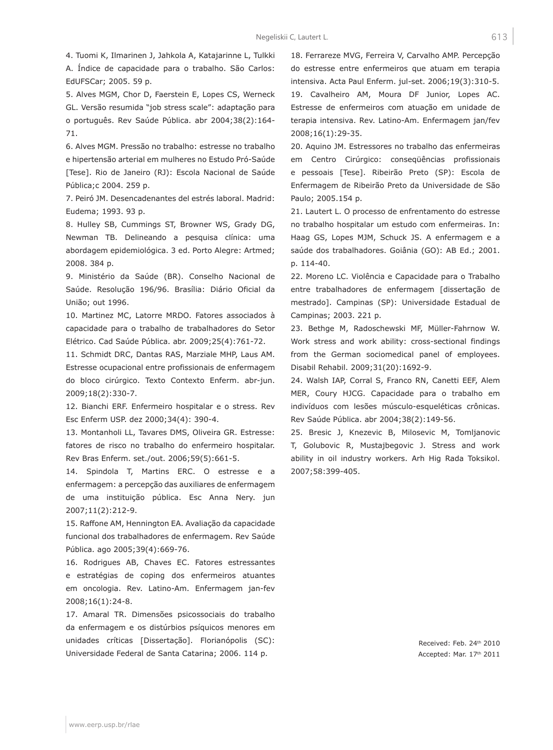4. Tuomi K, Ilmarinen J, Jahkola A, Katajarinne L, Tulkki A. Índice de capacidade para o trabalho. São Carlos: EdUFSCar; 2005. 59 p.

5. Alves MGM, Chor D, Faerstein E, Lopes CS, Werneck GL. Versão resumida "job stress scale": adaptação para o português. Rev Saúde Pública. abr 2004;38(2):164-71.

6. Alves MGM. Pressão no trabalho: estresse no trabalho e hipertensão arterial em mulheres no Estudo Pró-Saúde [Tese]. Rio de Janeiro (RJ): Escola Nacional de Saúde Pública;c 2004. 259 p.

7. Peiró JM. Desencadenantes del estrés laboral. Madrid: Eudema; 1993. 93 p.

8. Hulley SB, Cummings ST, Browner WS, Grady DG, Newman TB. Delineando a pesquisa clínica: uma abordagem epidemiológica. 3 ed. Porto Alegre: Artmed; 2008. 384 p.

9. Ministério da Saúde (BR). Conselho Nacional de Saúde. Resolução 196/96. Brasília: Diário Oficial da União; out 1996.

10. Martinez MC, Latorre MRDO. Fatores associados à capacidade para o trabalho de trabalhadores do Setor Elétrico. Cad Saúde Pública. abr. 2009;25(4):761-72.

11. Schmidt DRC, Dantas RAS, Marziale MHP, Laus AM. Estresse ocupacional entre profissionais de enfermagem do bloco cirúrgico. Texto Contexto Enferm. abr-jun. 2009;18(2):330-7.

12. Bianchi ERF. Enfermeiro hospitalar e o stress. Rev Esc Enferm USP. dez 2000;34(4): 390-4.

13. Montanholi LL, Tavares DMS, Oliveira GR. Estresse: fatores de risco no trabalho do enfermeiro hospitalar. Rev Bras Enferm. set./out. 2006;59(5):661-5.

14. Spindola T, Martins ERC. O estresse e a enfermagem: a percepção das auxiliares de enfermagem de uma instituição pública. Esc Anna Nery. jun 2007;11(2):212-9.

15. Raffone AM, Hennington EA. Avaliação da capacidade funcional dos trabalhadores de enfermagem. Rev Saúde Pública. ago 2005;39(4):669-76.

16. Rodrigues AB, Chaves EC. Fatores estressantes e estratégias de coping dos enfermeiros atuantes em oncologia. Rev. Latino-Am. Enfermagem jan-fev 2008;16(1):24-8.

17. Amaral TR. Dimensões psicossociais do trabalho da enfermagem e os distúrbios psíquicos menores em unidades críticas [Dissertação]. Florianópolis (SC): Universidade Federal de Santa Catarina; 2006. 114 p.

18. Ferrareze MVG, Ferreira V, Carvalho AMP. Percepção do estresse entre enfermeiros que atuam em terapia intensiva. Acta Paul Enferm. jul-set. 2006;19(3):310-5.

19. Cavalheiro AM, Moura DF Junior, Lopes AC. Estresse de enfermeiros com atuação em unidade de terapia intensiva. Rev. Latino-Am. Enfermagem jan/fev 2008;16(1):29-35.

20. Aquino JM. Estressores no trabalho das enfermeiras em Centro Cirúrgico: conseqüências profissionais e pessoais [Tese]. Ribeirão Preto (SP): Escola de Enfermagem de Ribeirão Preto da Universidade de São Paulo; 2005.154 p.

21. Lautert L. O processo de enfrentamento do estresse no trabalho hospitalar um estudo com enfermeiras. In: Haag GS, Lopes MJM, Schuck JS. A enfermagem e a saúde dos trabalhadores. Goiânia (GO): AB Ed.; 2001. p. 114-40.

22. Moreno LC. Violência e Capacidade para o Trabalho entre trabalhadores de enfermagem [dissertação de mestrado]. Campinas (SP): Universidade Estadual de Campinas; 2003. 221 p.

23. Bethge M, Radoschewski MF, Müller-Fahrnow W. Work stress and work ability: cross-sectional findings from the German sociomedical panel of employees. Disabil Rehabil. 2009;31(20):1692-9.

24. Walsh IAP, Corral S, Franco RN, Canetti EEF, Alem MER, Coury HJCG. Capacidade para o trabalho em indivíduos com lesões músculo-esqueléticas crônicas. Rev Saúde Pública. abr 2004;38(2):149-56.

25. Bresic J, Knezevic B, Milosevic M, Tomljanovic T, Golubovic R, Mustajbegovic J. Stress and work ability in oil industry workers. Arh Hig Rada Toksikol. 2007;58:399-405.

Received: Feb. 24th 2010
Accepted: Mar. 17th 2011